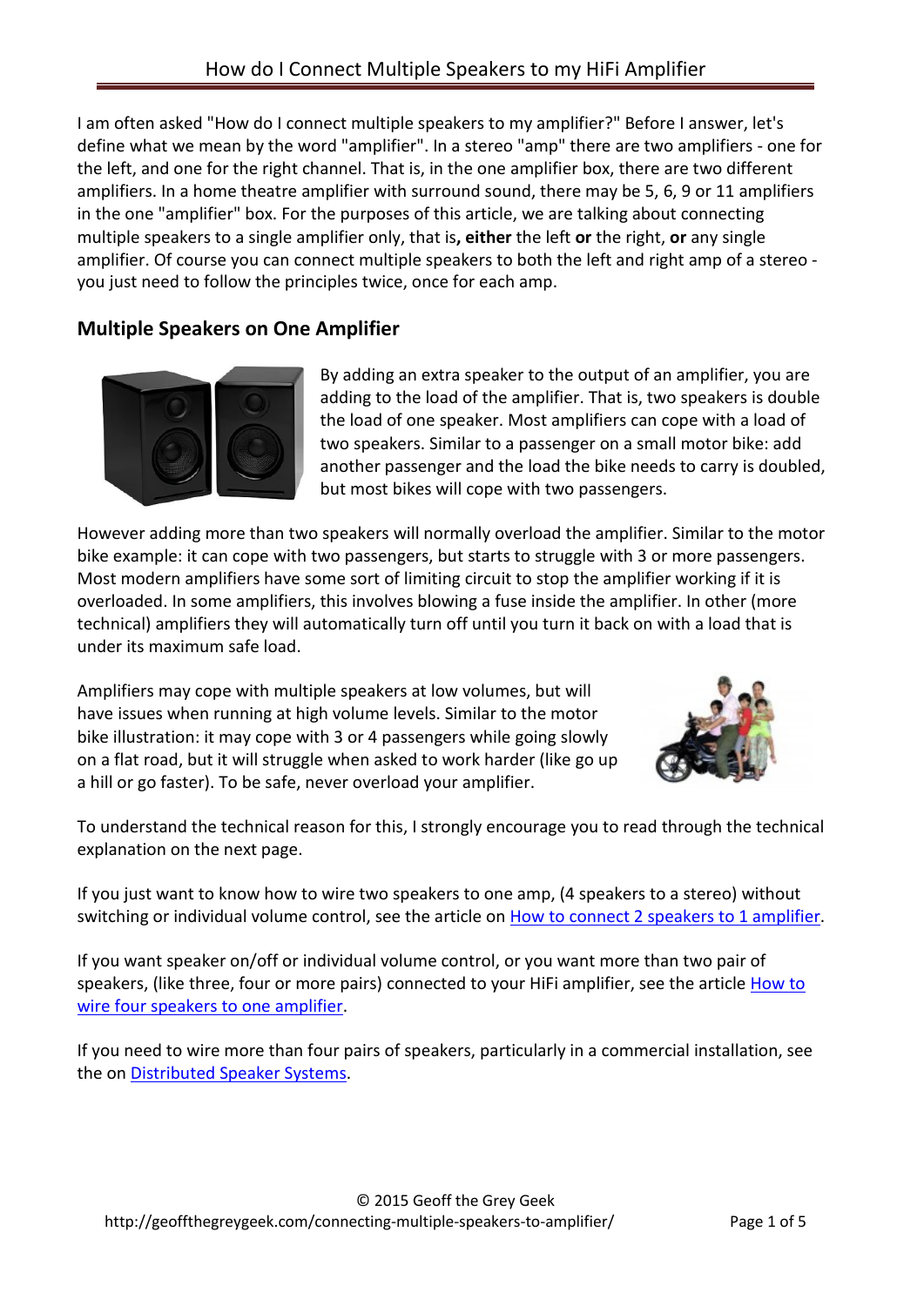# How do I Connect Multiple Speakers to my HiFi Amplifier

I am often asked "How do I connect multiple speakers to my amplifier?" Before I answer, let's define what we mean by the word "amplifier". In a stereo "amp" there are two amplifiers - one for the left, and one for the right channel. That is, in the one amplifier box, there are two different amplifiers. In a home theatre amplifier with surround sound, there may be 5, 6, 9 or 11 amplifiers in the one "amplifier" box. For the purposes of this article, we are talking about connecting multiple speakers to a single amplifier only, that is**, either** the left **or** the right, **or** any single amplifier. Of course you can connect multiple speakers to both the left and right amp of a stereo - you just need to follow the principles twice, once for each amp.

## Multiple Speakers on One Amplifier

By adding an extra speaker to the output of an amplifier, you are adding to the load of the amplifier. That is, two speakers is double the load of one speaker. Most amplifiers can cope with a load of two speakers. Similar to a passenger on a small motor bike: add another passenger and the load the bike needs to carry is doubled, but most bikes will cope with two passengers.

However adding more than two speakers will normally overload the amplifier. Similar to the motor bike example: it can cope with two passengers, but starts to struggle with 3 or more passengers. Most modern amplifiers have some sort of limiting circuit to stop the amplifier working if it is overloaded. In some amplifiers, this involves blowing a fuse inside the amplifier. In other (more technical) amplifiers they will automatically turn off until you turn it back on with a load that is under its maximum safe load.

Amplifiers may cope with multiple speakers at low volumes, but will have issues when running at high volume levels. Similar to the motor bike illustration: it may cope with 3 or 4 passengers while going slowly on a flat road, but it will struggle when asked to work harder (like go up a hill or go faster). To be safe, never overload your amplifier.

To understand the technical reason for this, I strongly encourage you to read through the technical explanation on the next page.

If you just want to know how to wire two speakers to one amp, (4 speakers to a stereo) without switching or individual volume control, see the article on [How to connect 2 speakers to 1 amplifier](#).

If you want speaker on/off or individual volume control, or you want more than two pair of speakers, (like three, four or more pairs) connected to your HiFi amplifier, see the article [How to wire four speakers to one amplifier](#).

If you need to wire more than four pairs of speakers, particularly in a commercial installation, see the on [Distributed Speaker Systems](#).

© 2015 Geoff the Grey Geek
http://geoffthegreygeek.com/connecting-multiple-speakers-to-amplifier/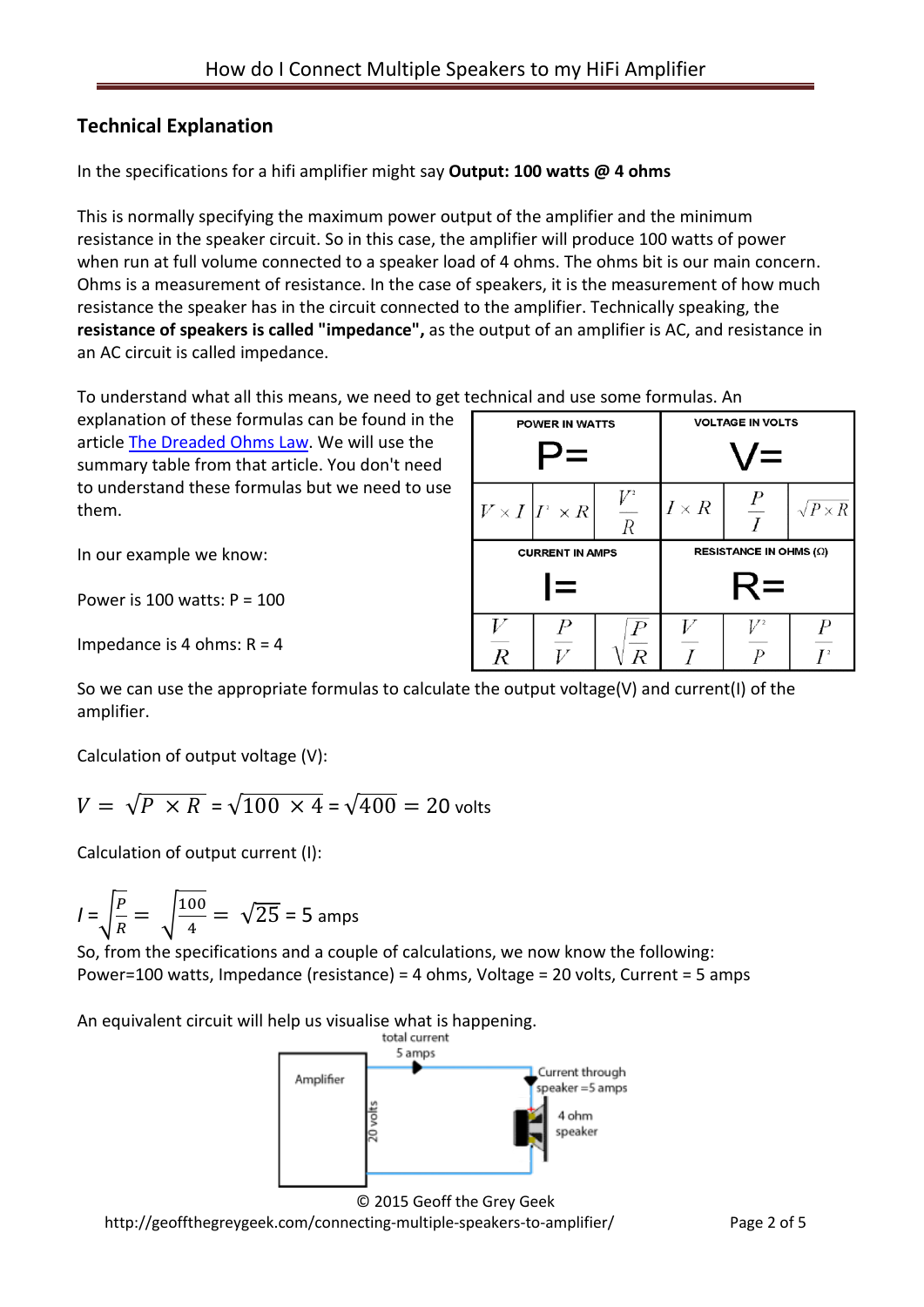## Technical Explanation

In the specifications for a hifi amplifier might say **Output: 100 watts @ 4 ohms**

This is normally specifying the maximum power output of the amplifier and the minimum resistance in the speaker circuit. So in this case, the amplifier will produce 100 watts of power when run at full volume connected to a speaker load of 4 ohms. The ohms bit is our main concern. Ohms is a measurement of resistance. In the case of speakers, it is the measurement of how much resistance the speaker has in the circuit connected to the amplifier. Technically speaking, the **resistance of speakers is called "impedance",** as the output of an amplifier is AC, and resistance in an AC circuit is called impedance.

To understand what all this means, we need to get technical and use some formulas. An explanation of these formulas can be found in the article [The Dreaded Ohms Law](). We will use the summary table from that article. You don't need to understand these formulas but we need to use them.

| POWER IN WATTS P= | | | VOLTAGE IN VOLTS V= | | |
|---|---|---|---|---|---|
| $V \times I$ | $I^2 \times R$ | $\frac{V^2}{R}$ | $I \times R$ | $\frac{P}{I}$ | $\sqrt{P \times R}$ |
| **CURRENT IN AMPS I=** | | | **RESISTANCE IN OHMS (Ω) R=** | | |
| $\frac{V}{R}$ | $\frac{P}{V}$ | $\sqrt{\frac{P}{R}}$ | $\frac{V}{I}$ | $\frac{V^2}{P}$ | $\frac{P}{I^2}$ |

In our example we know:

Power is 100 watts: P = 100

Impedance is 4 ohms: R = 4

So we can use the appropriate formulas to calculate the output voltage(V) and current(I) of the amplifier.

Calculation of output voltage (V):

$$V = \sqrt{P \times R} = \sqrt{100 \times 4} = \sqrt{400} = 20 \text{ volts}$$

Calculation of output current (I):

$$I = \sqrt{\frac{P}{R}} = \sqrt{\frac{100}{4}} = \sqrt{25} = 5 \text{ amps}$$

So, from the specifications and a couple of calculations, we now know the following:
Power=100 watts, Impedance (resistance) = 4 ohms, Voltage = 20 volts, Current = 5 amps

An equivalent circuit will help us visualise what is happening.

total current 5 amps

Amplifier

20 volts

Current through speaker =5 amps

4 ohm speaker

© 2015 Geoff the Grey Geek
http://geoffthegreygeek.com/connecting-multiple-speakers-to-amplifier/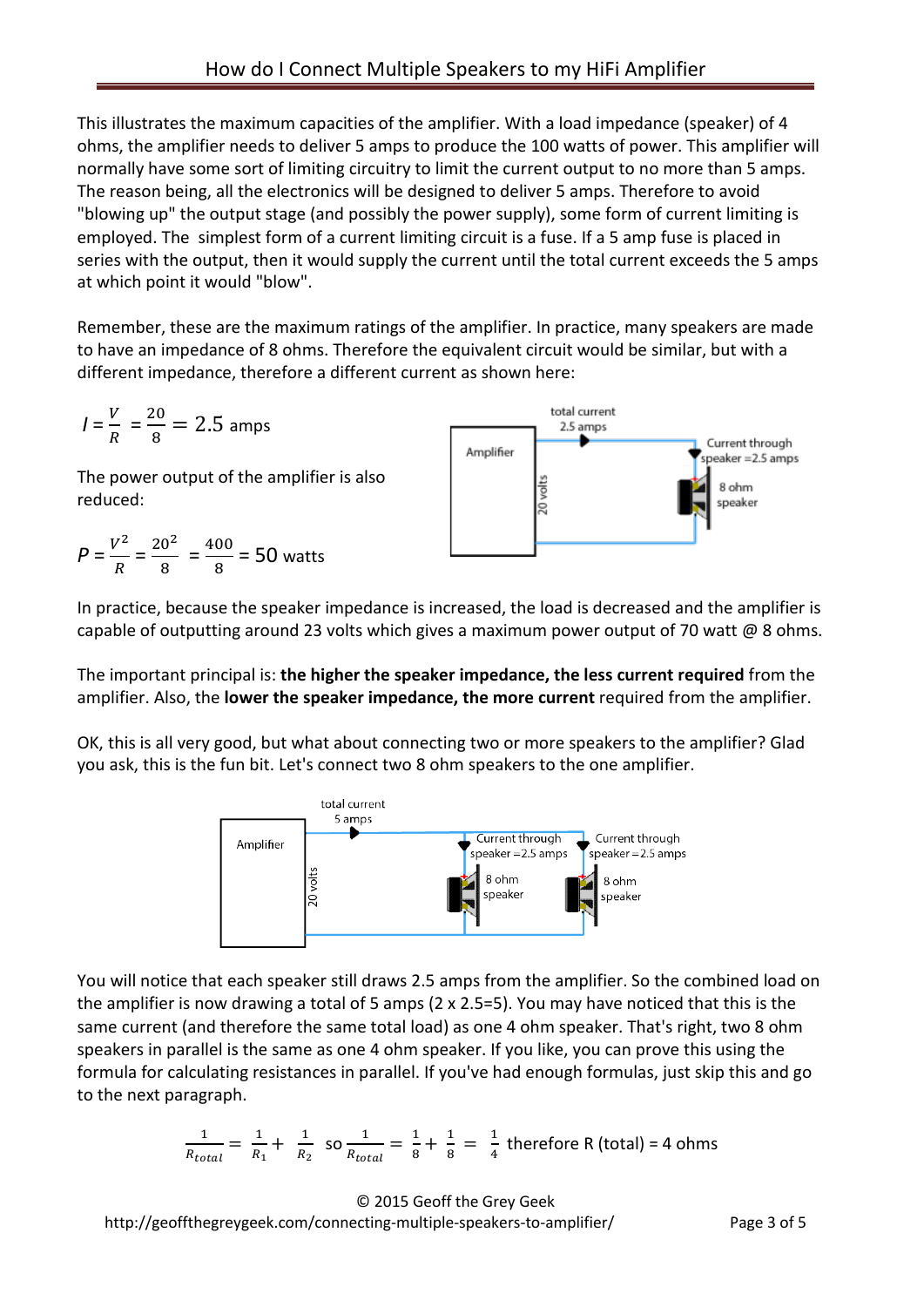This illustrates the maximum capacities of the amplifier. With a load impedance (speaker) of 4 ohms, the amplifier needs to deliver 5 amps to produce the 100 watts of power. This amplifier will normally have some sort of limiting circuitry to limit the current output to no more than 5 amps. The reason being, all the electronics will be designed to deliver 5 amps. Therefore to avoid "blowing up" the output stage (and possibly the power supply), some form of current limiting is employed. The simplest form of a current limiting circuit is a fuse. If a 5 amp fuse is placed in series with the output, then it would supply the current until the total current exceeds the 5 amps at which point it would "blow".

Remember, these are the maximum ratings of the amplifier. In practice, many speakers are made to have an impedance of 8 ohms. Therefore the equivalent circuit would be similar, but with a different impedance, therefore a different current as shown here:

$I = \frac{V}{R} = \frac{20}{8} = 2.5$ amps

The power output of the amplifier is also reduced:

$P = \frac{V^2}{R} = \frac{20^2}{8} = \frac{400}{8} = 50$ watts

total current
2.5 amps
Amplifier
20 volts
Current through speaker =2.5 amps
8 ohm speaker

In practice, because the speaker impedance is increased, the load is decreased and the amplifier is capable of outputting around 23 volts which gives a maximum power output of 70 watt @ 8 ohms.

The important principal is: **the higher the speaker impedance, the less current required** from the amplifier. Also, the **lower the speaker impedance, the more current** required from the amplifier.

OK, this is all very good, but what about connecting two or more speakers to the amplifier? Glad you ask, this is the fun bit. Let's connect two 8 ohm speakers to the one amplifier.

total current
5 amps
Amplifier
20 volts
Current through speaker =2.5 amps
8 ohm speaker
Current through speaker =2.5 amps
8 ohm speaker

You will notice that each speaker still draws 2.5 amps from the amplifier. So the combined load on the amplifier is now drawing a total of 5 amps (2 x 2.5=5). You may have noticed that this is the same current (and therefore the same total load) as one 4 ohm speaker. That's right, two 8 ohm speakers in parallel is the same as one 4 ohm speaker. If you like, you can prove this using the formula for calculating resistances in parallel. If you've had enough formulas, just skip this and go to the next paragraph.

$$\frac{1}{R_{total}} = \frac{1}{R_1} + \frac{1}{R_2} \text{ so } \frac{1}{R_{total}} = \frac{1}{8} + \frac{1}{8} = \frac{1}{4} \text{ therefore R (total) = 4 ohms}$$

© 2015 Geoff the Grey Geek
http://geoffthegreygeek.com/connecting-multiple-speakers-to-amplifier/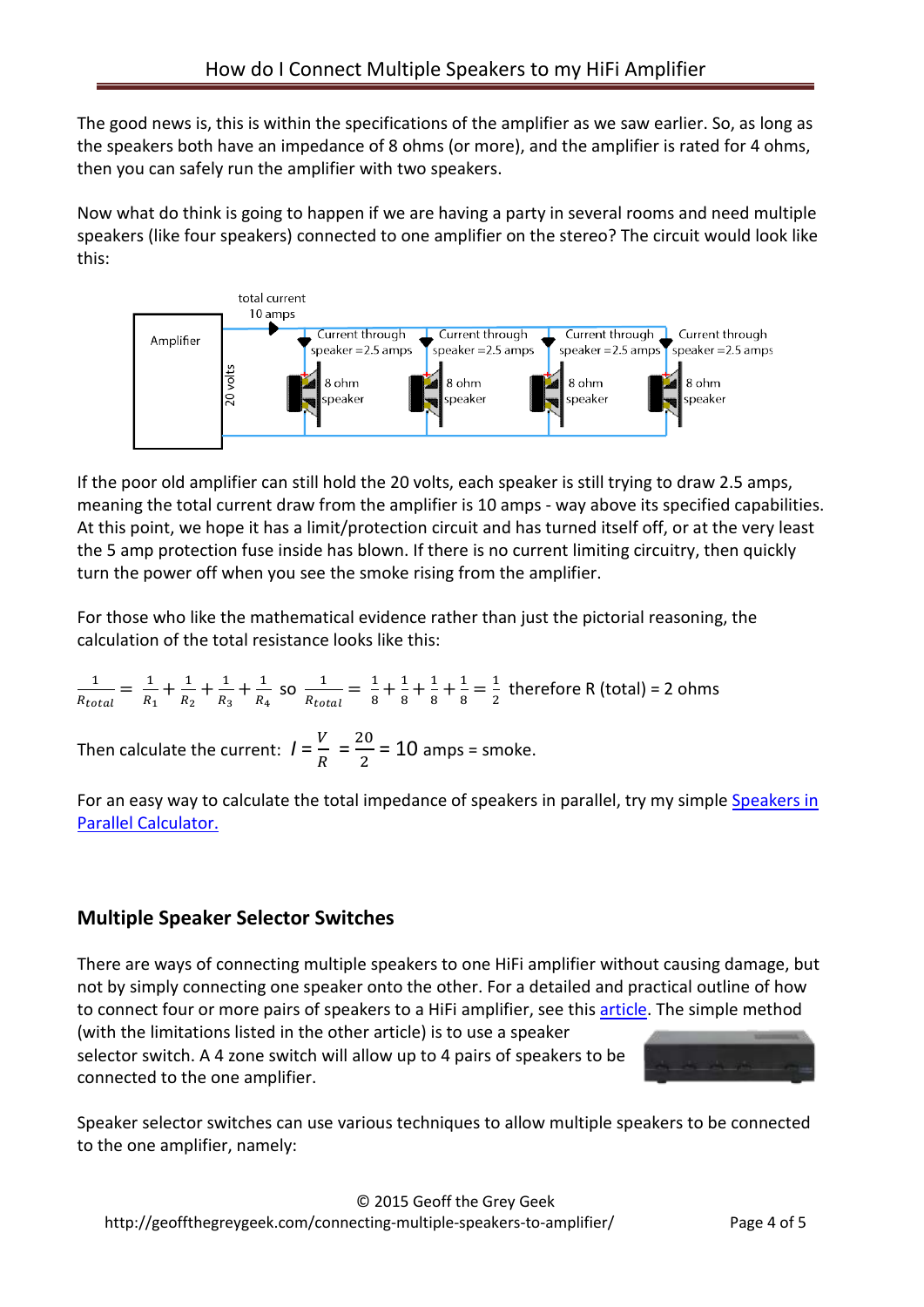The good news is, this is within the specifications of the amplifier as we saw earlier. So, as long as the speakers both have an impedance of 8 ohms (or more), and the amplifier is rated for 4 ohms, then you can safely run the amplifier with two speakers.

Now what do think is going to happen if we are having a party in several rooms and need multiple speakers (like four speakers) connected to one amplifier on the stereo? The circuit would look like this:

Amplifier

20 volts

total current 10 amps

Current through speaker =2.5 amps

8 ohm speaker

Current through speaker =2.5 amps

8 ohm speaker

Current through speaker =2.5 amps

8 ohm speaker

Current through speaker =2.5 amps

8 ohm speaker

If the poor old amplifier can still hold the 20 volts, each speaker is still trying to draw 2.5 amps, meaning the total current draw from the amplifier is 10 amps - way above its specified capabilities. At this point, we hope it has a limit/protection circuit and has turned itself off, or at the very least the 5 amp protection fuse inside has blown. If there is no current limiting circuitry, then quickly turn the power off when you see the smoke rising from the amplifier.

For those who like the mathematical evidence rather than just the pictorial reasoning, the calculation of the total resistance looks like this:

$\frac{1}{R_{total}} = \frac{1}{R_1} + \frac{1}{R_2} + \frac{1}{R_3} + \frac{1}{R_4}$ so $\frac{1}{R_{total}} = \frac{1}{8} + \frac{1}{8} + \frac{1}{8} + \frac{1}{8} = \frac{1}{2}$ therefore R (total) = 2 ohms

Then calculate the current: $I = \frac{V}{R} = \frac{20}{2} = 10$ amps = smoke.

For an easy way to calculate the total impedance of speakers in parallel, try my simple Speakers in Parallel Calculator.

## Multiple Speaker Selector Switches

There are ways of connecting multiple speakers to one HiFi amplifier without causing damage, but not by simply connecting one speaker onto the other. For a detailed and practical outline of how to connect four or more pairs of speakers to a HiFi amplifier, see this article. The simple method (with the limitations listed in the other article) is to use a speaker selector switch. A 4 zone switch will allow up to 4 pairs of speakers to be connected to the one amplifier.

Speaker selector switches can use various techniques to allow multiple speakers to be connected to the one amplifier, namely: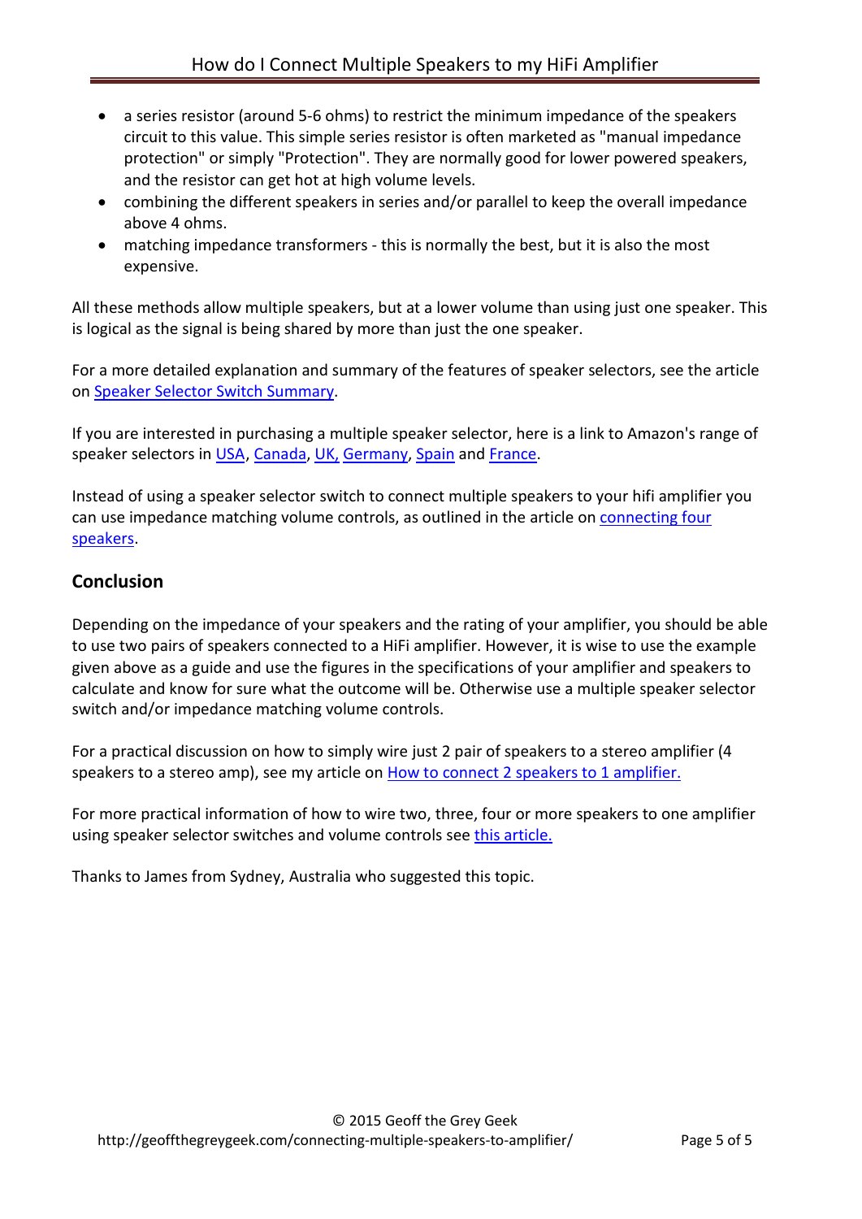- a series resistor (around 5-6 ohms) to restrict the minimum impedance of the speakers circuit to this value. This simple series resistor is often marketed as "manual impedance protection" or simply "Protection". They are normally good for lower powered speakers, and the resistor can get hot at high volume levels.
- combining the different speakers in series and/or parallel to keep the overall impedance above 4 ohms.
- matching impedance transformers - this is normally the best, but it is also the most expensive.

All these methods allow multiple speakers, but at a lower volume than using just one speaker. This is logical as the signal is being shared by more than just the one speaker.

For a more detailed explanation and summary of the features of speaker selectors, see the article on Speaker Selector Switch Summary.

If you are interested in purchasing a multiple speaker selector, here is a link to Amazon's range of speaker selectors in USA, Canada, UK, Germany, Spain and France.

Instead of using a speaker selector switch to connect multiple speakers to your hifi amplifier you can use impedance matching volume controls, as outlined in the article on connecting four speakers.

## Conclusion

Depending on the impedance of your speakers and the rating of your amplifier, you should be able to use two pairs of speakers connected to a HiFi amplifier. However, it is wise to use the example given above as a guide and use the figures in the specifications of your amplifier and speakers to calculate and know for sure what the outcome will be. Otherwise use a multiple speaker selector switch and/or impedance matching volume controls.

For a practical discussion on how to simply wire just 2 pair of speakers to a stereo amplifier (4 speakers to a stereo amp), see my article on How to connect 2 speakers to 1 amplifier.

For more practical information of how to wire two, three, four or more speakers to one amplifier using speaker selector switches and volume controls see this article.

Thanks to James from Sydney, Australia who suggested this topic.